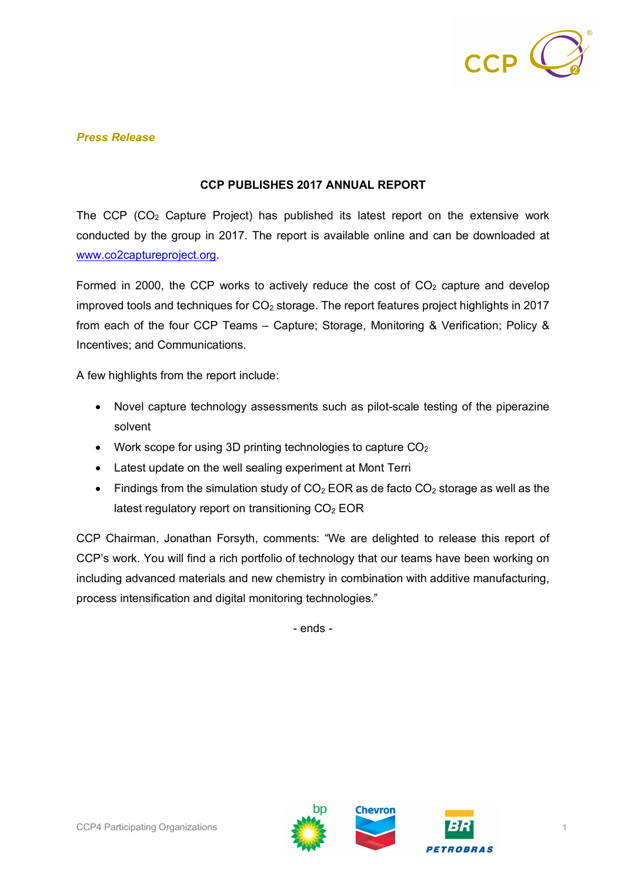*Press Release*

**CCP PUBLISHES 2017 ANNUAL REPORT**

The CCP ($CO_2$ Capture Project) has published its latest report on the extensive work conducted by the group in 2017. The report is available online and can be downloaded at www.co2captureproject.org.

Formed in 2000, the CCP works to actively reduce the cost of $CO_2$ capture and develop improved tools and techniques for $CO_2$ storage. The report features project highlights in 2017 from each of the four CCP Teams – Capture; Storage, Monitoring & Verification; Policy & Incentives; and Communications.

A few highlights from the report include:

- Novel capture technology assessments such as pilot-scale testing of the piperazine solvent
- Work scope for using 3D printing technologies to capture $CO_2$
- Latest update on the well sealing experiment at Mont Terri
- Findings from the simulation study of $CO_2$ EOR as de facto $CO_2$ storage as well as the latest regulatory report on transitioning $CO_2$ EOR

CCP Chairman, Jonathan Forsyth, comments: "We are delighted to release this report of CCP's work. You will find a rich portfolio of technology that our teams have been working on including advanced materials and new chemistry in combination with additive manufacturing, process intensification and digital monitoring technologies."

\- ends -

CCP4 Participating Organizations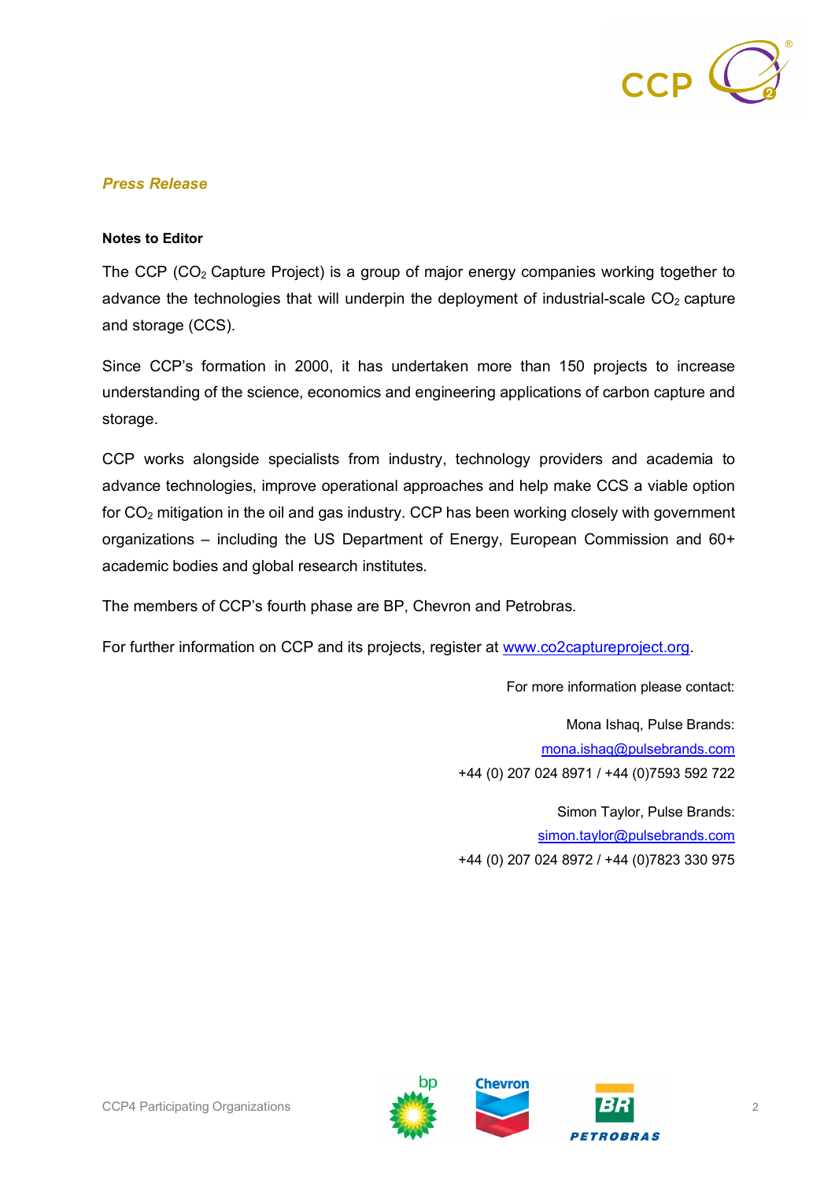*Press Release*

**Notes to Editor**

The CCP ($CO_2$ Capture Project) is a group of major energy companies working together to advance the technologies that will underpin the deployment of industrial-scale $CO_2$ capture and storage (CCS).

Since CCP's formation in 2000, it has undertaken more than 150 projects to increase understanding of the science, economics and engineering applications of carbon capture and storage.

CCP works alongside specialists from industry, technology providers and academia to advance technologies, improve operational approaches and help make CCS a viable option for $CO_2$ mitigation in the oil and gas industry. CCP has been working closely with government organizations – including the US Department of Energy, European Commission and 60+ academic bodies and global research institutes.

The members of CCP's fourth phase are BP, Chevron and Petrobras.

For further information on CCP and its projects, register at www.co2captureproject.org.

For more information please contact:

Mona Ishaq, Pulse Brands:
mona.ishaq@pulsebrands.com
+44 (0) 207 024 8971 / +44 (0)7593 592 722

Simon Taylor, Pulse Brands:
simon.taylor@pulsebrands.com
+44 (0) 207 024 8972 / +44 (0)7823 330 975

CCP4 Participating Organizations